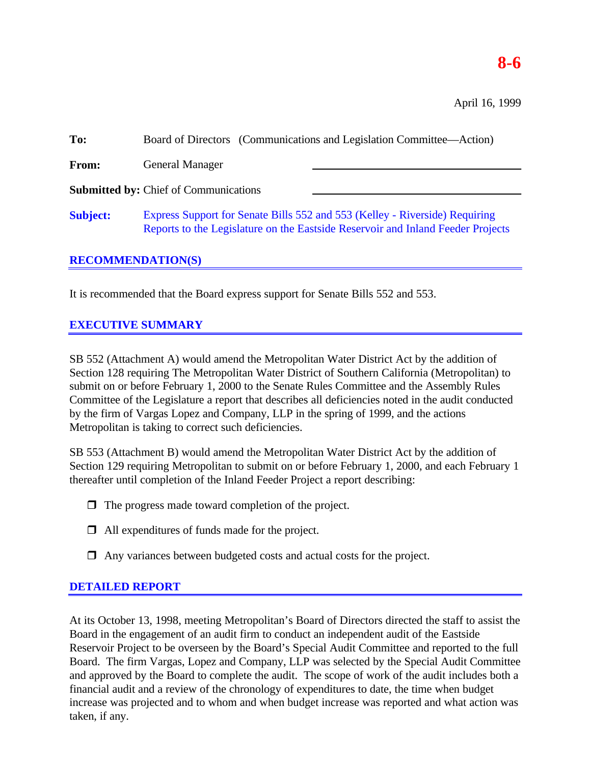8-6

April 16, 1999

**To:** Board of Directors (Communications and Legislation Committee—Action)

**From:** General Manager

**Submitted by:** Chief of Communications

**Subject:** Express Support for Senate Bills 552 and 553 (Kelley - Riverside) Requiring Reports to the Legislature on the Eastside Reservoir and Inland Feeder Projects

## RECOMMENDATION(S)

It is recommended that the Board express support for Senate Bills 552 and 553.

## EXECUTIVE SUMMARY

SB 552 (Attachment A) would amend the Metropolitan Water District Act by the addition of Section 128 requiring The Metropolitan Water District of Southern California (Metropolitan) to submit on or before February 1, 2000 to the Senate Rules Committee and the Assembly Rules Committee of the Legislature a report that describes all deficiencies noted in the audit conducted by the firm of Vargas Lopez and Company, LLP in the spring of 1999, and the actions Metropolitan is taking to correct such deficiencies.

SB 553 (Attachment B) would amend the Metropolitan Water District Act by the addition of Section 129 requiring Metropolitan to submit on or before February 1, 2000, and each February 1 thereafter until completion of the Inland Feeder Project a report describing:

- The progress made toward completion of the project.
- All expenditures of funds made for the project.
- Any variances between budgeted costs and actual costs for the project.

## DETAILED REPORT

At its October 13, 1998, meeting Metropolitan's Board of Directors directed the staff to assist the Board in the engagement of an audit firm to conduct an independent audit of the Eastside Reservoir Project to be overseen by the Board's Special Audit Committee and reported to the full Board. The firm Vargas, Lopez and Company, LLP was selected by the Special Audit Committee and approved by the Board to complete the audit. The scope of work of the audit includes both a financial audit and a review of the chronology of expenditures to date, the time when budget increase was projected and to whom and when budget increase was reported and what action was taken, if any.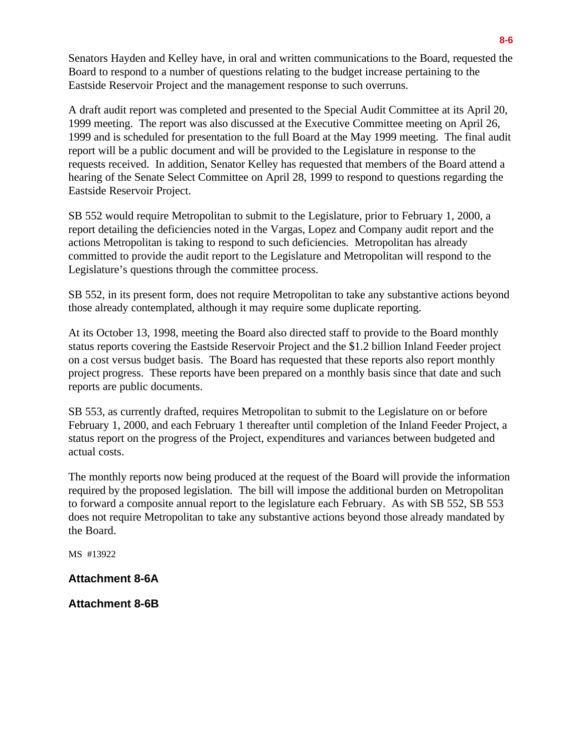Senators Hayden and Kelley have, in oral and written communications to the Board, requested the Board to respond to a number of questions relating to the budget increase pertaining to the Eastside Reservoir Project and the management response to such overruns.

A draft audit report was completed and presented to the Special Audit Committee at its April 20, 1999 meeting. The report was also discussed at the Executive Committee meeting on April 26, 1999 and is scheduled for presentation to the full Board at the May 1999 meeting. The final audit report will be a public document and will be provided to the Legislature in response to the requests received. In addition, Senator Kelley has requested that members of the Board attend a hearing of the Senate Select Committee on April 28, 1999 to respond to questions regarding the Eastside Reservoir Project.

SB 552 would require Metropolitan to submit to the Legislature, prior to February 1, 2000, a report detailing the deficiencies noted in the Vargas, Lopez and Company audit report and the actions Metropolitan is taking to respond to such deficiencies. Metropolitan has already committed to provide the audit report to the Legislature and Metropolitan will respond to the Legislature's questions through the committee process.

SB 552, in its present form, does not require Metropolitan to take any substantive actions beyond those already contemplated, although it may require some duplicate reporting.

At its October 13, 1998, meeting the Board also directed staff to provide to the Board monthly status reports covering the Eastside Reservoir Project and the $1.2 billion Inland Feeder project on a cost versus budget basis. The Board has requested that these reports also report monthly project progress. These reports have been prepared on a monthly basis since that date and such reports are public documents.

SB 553, as currently drafted, requires Metropolitan to submit to the Legislature on or before February 1, 2000, and each February 1 thereafter until completion of the Inland Feeder Project, a status report on the progress of the Project, expenditures and variances between budgeted and actual costs.

The monthly reports now being produced at the request of the Board will provide the information required by the proposed legislation. The bill will impose the additional burden on Metropolitan to forward a composite annual report to the legislature each February. As with SB 552, SB 553 does not require Metropolitan to take any substantive actions beyond those already mandated by the Board.

MS #13922

**Attachment 8-6A**

**Attachment 8-6B**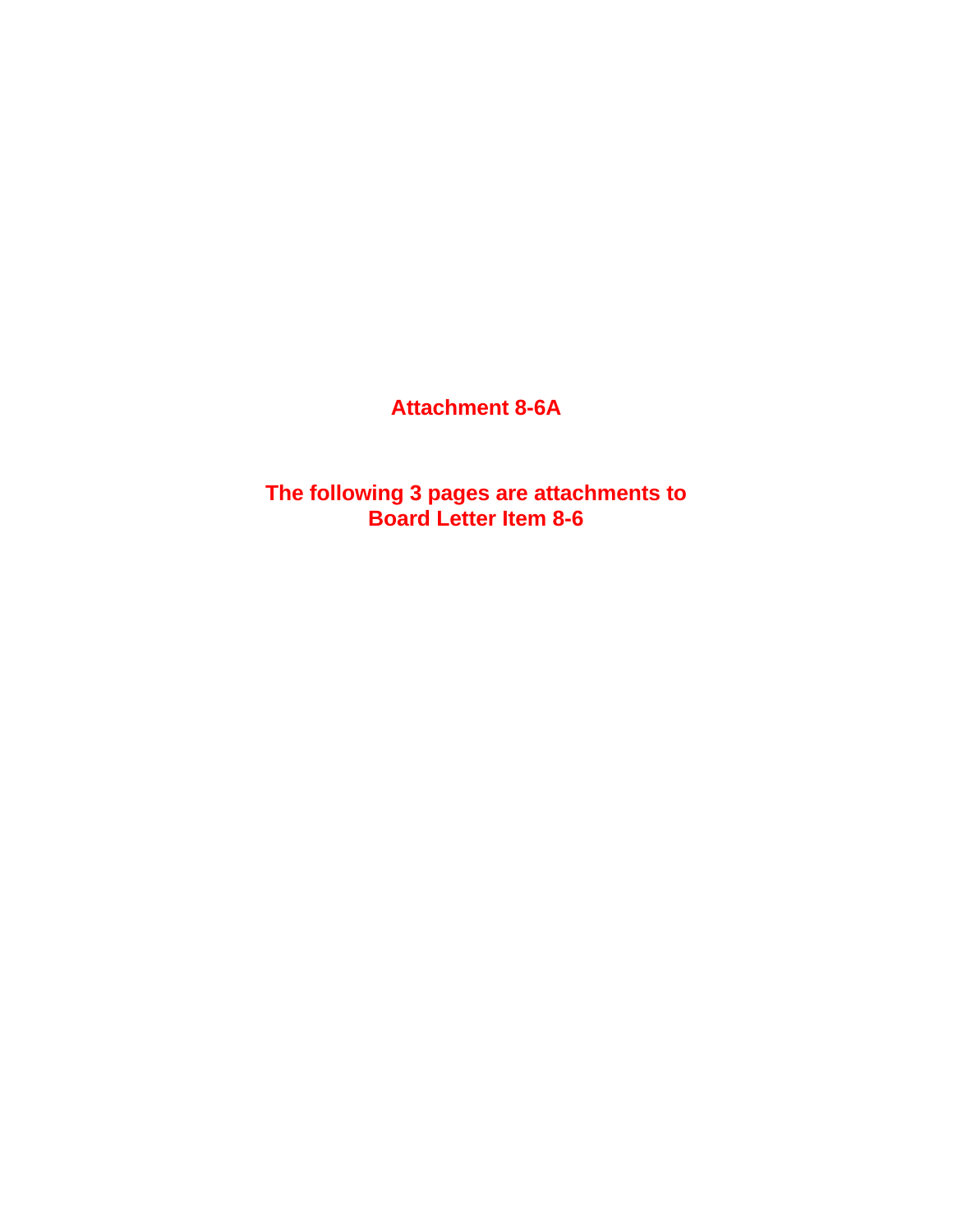**Attachment 8-6A**

**The following 3 pages are attachments to Board Letter Item 8-6**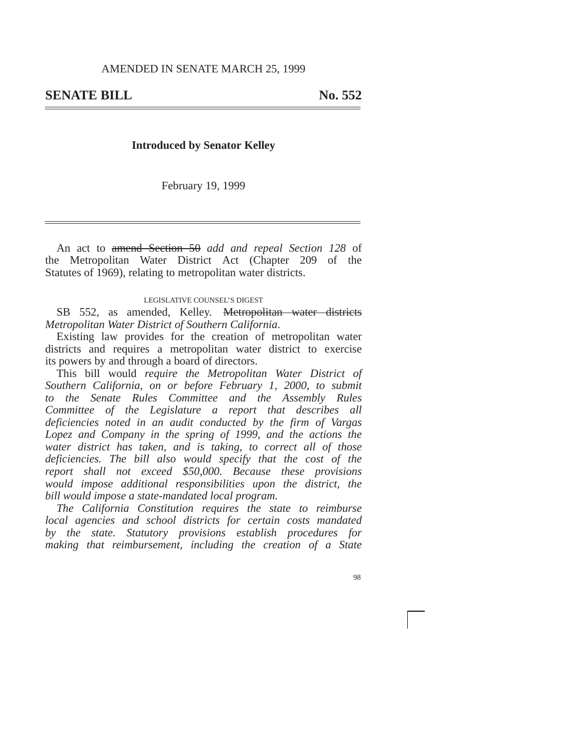AMENDED IN SENATE MARCH 25, 1999

# SENATE BILL No. 552

**Introduced by Senator Kelley**

February 19, 1999

An act to ~~amend Section 50~~ *add and repeal Section 128* of the Metropolitan Water District Act (Chapter 209 of the Statutes of 1969), relating to metropolitan water districts.

LEGISLATIVE COUNSEL'S DIGEST

SB 552, as amended, Kelley. ~~Metropolitan water districts~~ *Metropolitan Water District of Southern California*.

Existing law provides for the creation of metropolitan water districts and requires a metropolitan water district to exercise its powers by and through a board of directors.

This bill would *require the Metropolitan Water District of Southern California, on or before February 1, 2000, to submit to the Senate Rules Committee and the Assembly Rules Committee of the Legislature a report that describes all deficiencies noted in an audit conducted by the firm of Vargas Lopez and Company in the spring of 1999, and the actions the water district has taken, and is taking, to correct all of those deficiencies. The bill also would specify that the cost of the report shall not exceed $50,000. Because these provisions would impose additional responsibilities upon the district, the bill would impose a state-mandated local program.*

*The California Constitution requires the state to reimburse local agencies and school districts for certain costs mandated by the state. Statutory provisions establish procedures for making that reimbursement, including the creation of a State*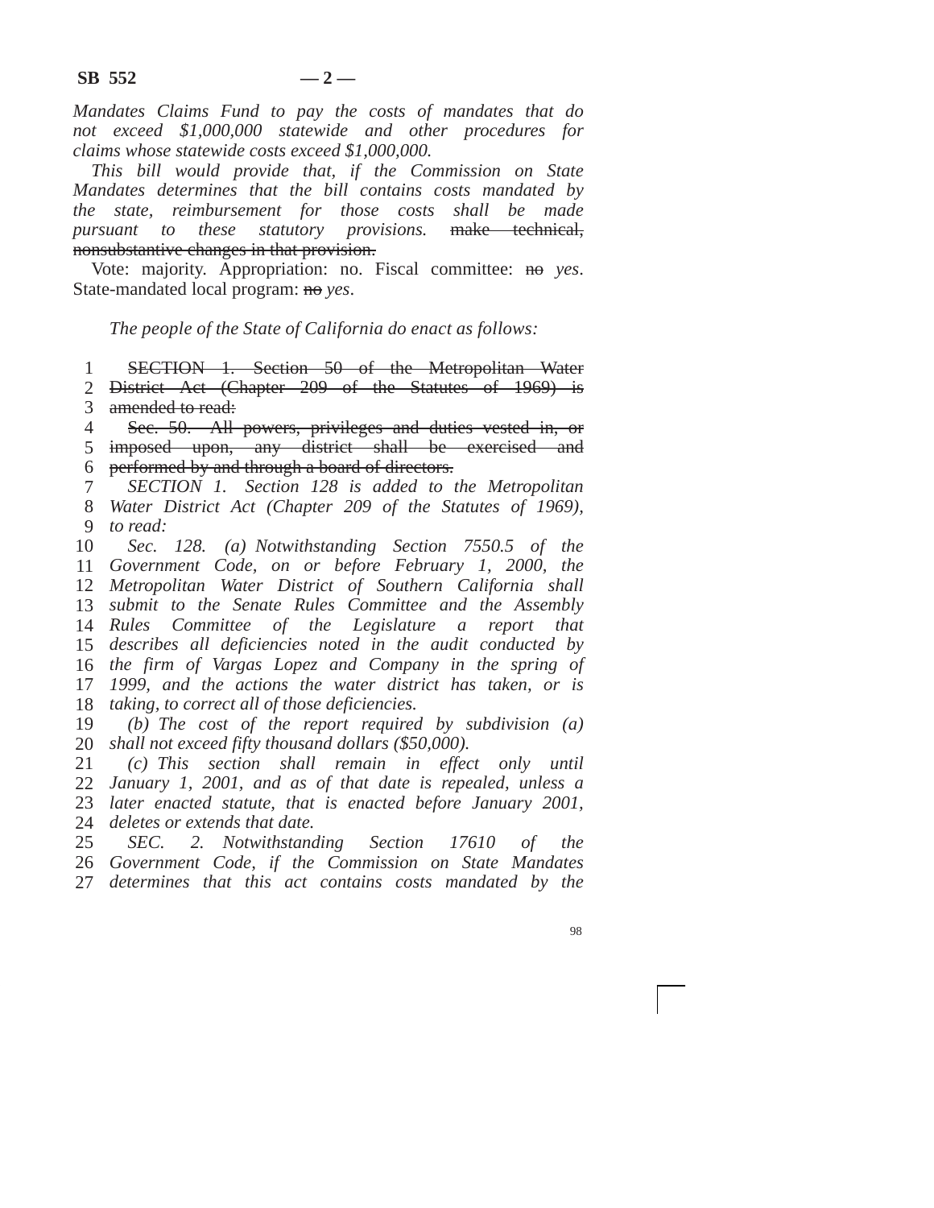*Mandates Claims Fund to pay the costs of mandates that do not exceed $1,000,000 statewide and other procedures for claims whose statewide costs exceed $1,000,000.*

*This bill would provide that, if the Commission on State Mandates determines that the bill contains costs mandated by the state, reimbursement for those costs shall be made pursuant to these statutory provisions.* ~~make technical, nonsubstantive changes in that provision.~~

Vote: majority. Appropriation: no. Fiscal committee: ~~no~~ *yes*. State-mandated local program: ~~no~~ *yes*.

*The people of the State of California do enact as follows:*

1 ~~SECTION 1. Section 50 of the Metropolitan Water~~
2 ~~District Act (Chapter 209 of the Statutes of 1969) is~~
3 ~~amended to read:~~
4 ~~Sec. 50. All powers, privileges and duties vested in, or~~
5 ~~imposed upon, any district shall be exercised and~~
6 ~~performed by and through a board of directors.~~
7 *SECTION 1. Section 128 is added to the Metropolitan*
8 *Water District Act (Chapter 209 of the Statutes of 1969),*
9 *to read:*
10 *Sec. 128. (a) Notwithstanding Section 7550.5 of the*
11 *Government Code, on or before February 1, 2000, the*
12 *Metropolitan Water District of Southern California shall*
13 *submit to the Senate Rules Committee and the Assembly*
14 *Rules Committee of the Legislature a report that*
15 *describes all deficiencies noted in the audit conducted by*
16 *the firm of Vargas Lopez and Company in the spring of*
17 *1999, and the actions the water district has taken, or is*
18 *taking, to correct all of those deficiencies.*
19 *(b) The cost of the report required by subdivision (a)*
20 *shall not exceed fifty thousand dollars ($50,000).*
21 *(c) This section shall remain in effect only until*
22 *January 1, 2001, and as of that date is repealed, unless a*
23 *later enacted statute, that is enacted before January 2001,*
24 *deletes or extends that date.*
25 *SEC. 2. Notwithstanding Section 17610 of the*
26 *Government Code, if the Commission on State Mandates*
27 *determines that this act contains costs mandated by the*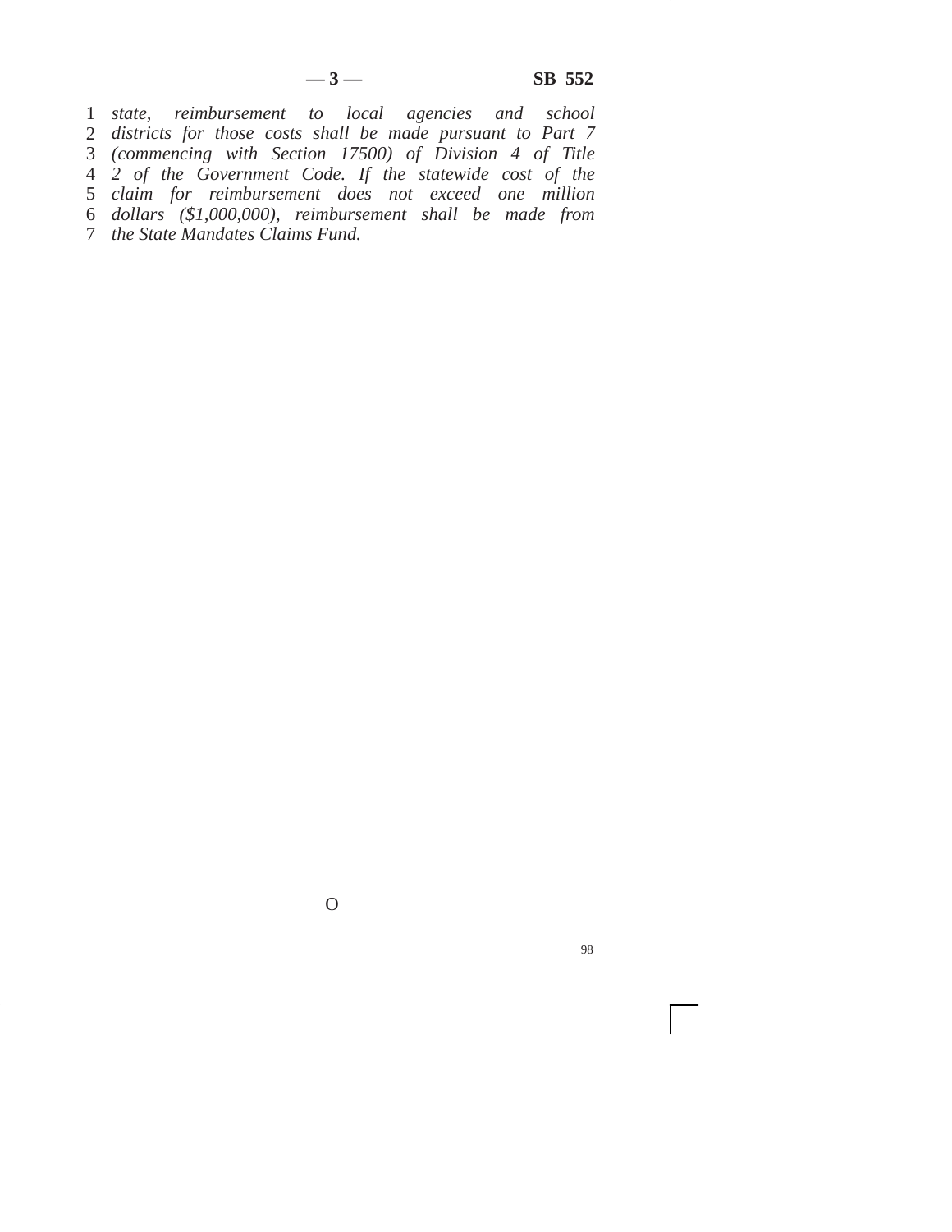*state, reimbursement to local agencies and school districts for those costs shall be made pursuant to Part 7 (commencing with Section 17500) of Division 4 of Title 2 of the Government Code. If the statewide cost of the claim for reimbursement does not exceed one million dollars ($1,000,000), reimbursement shall be made from the State Mandates Claims Fund.*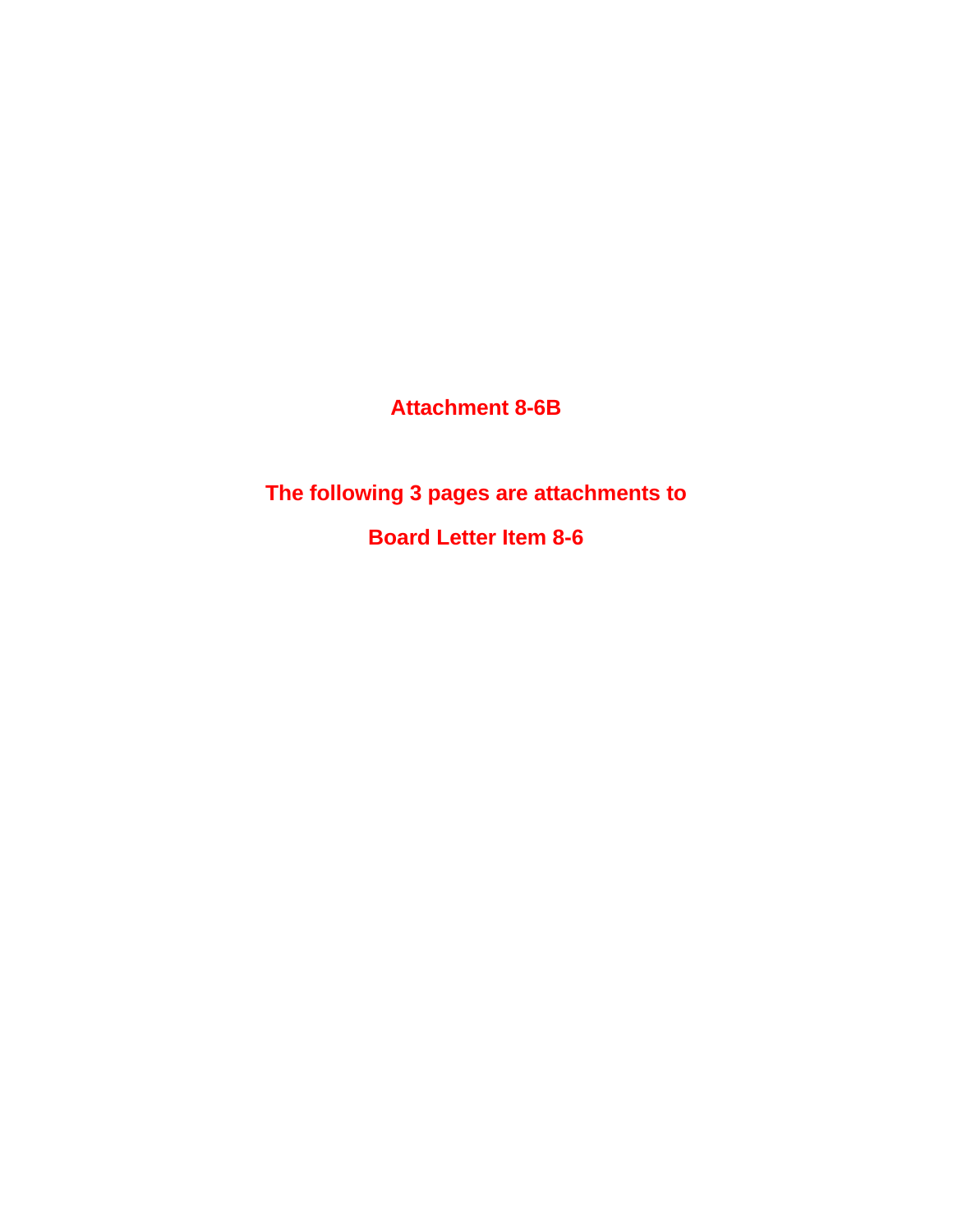**Attachment 8-6B**

**The following 3 pages are attachments to**

**Board Letter Item 8-6**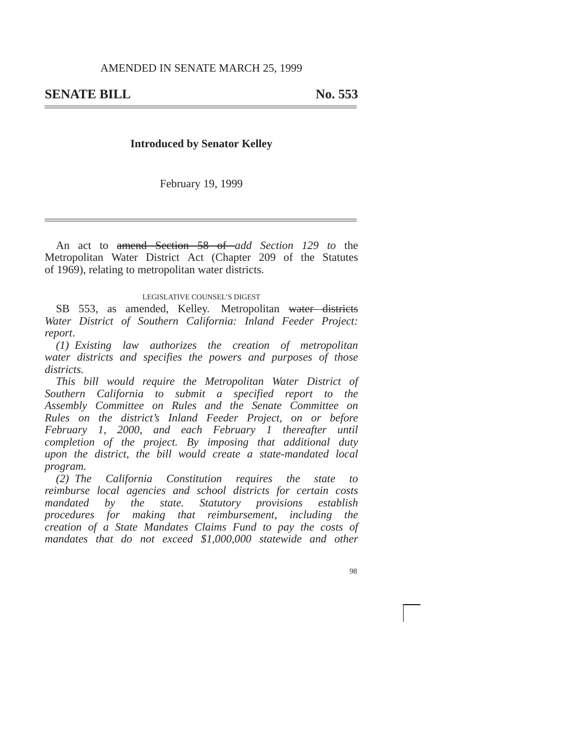AMENDED IN SENATE MARCH 25, 1999

# SENATE BILL No. 553

**Introduced by Senator Kelley**

February 19, 1999

An act to ~~amend Section 58 of~~ *add Section 129 to* the Metropolitan Water District Act (Chapter 209 of the Statutes of 1969), relating to metropolitan water districts.

LEGISLATIVE COUNSEL'S DIGEST

SB 553, as amended, Kelley. Metropolitan ~~water districts~~ *Water District of Southern California: Inland Feeder Project: report*.

*(1) Existing law authorizes the creation of metropolitan water districts and specifies the powers and purposes of those districts.*

*This bill would require the Metropolitan Water District of Southern California to submit a specified report to the Assembly Committee on Rules and the Senate Committee on Rules on the district's Inland Feeder Project, on or before February 1, 2000, and each February 1 thereafter until completion of the project. By imposing that additional duty upon the district, the bill would create a state-mandated local program.*

*(2) The California Constitution requires the state to reimburse local agencies and school districts for certain costs mandated by the state. Statutory provisions establish procedures for making that reimbursement, including the creation of a State Mandates Claims Fund to pay the costs of mandates that do not exceed $1,000,000 statewide and other*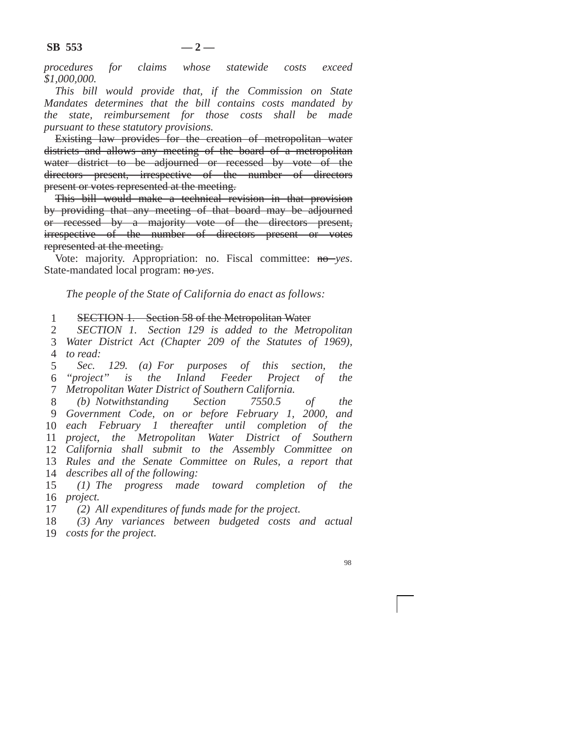*procedures for claims whose statewide costs exceed $1,000,000.*

*This bill would provide that, if the Commission on State Mandates determines that the bill contains costs mandated by the state, reimbursement for those costs shall be made pursuant to these statutory provisions.*

~~Existing law provides for the creation of metropolitan water districts and allows any meeting of the board of a metropolitan water district to be adjourned or recessed by vote of the directors present, irrespective of the number of directors present or votes represented at the meeting.~~

~~This bill would make a technical revision in that provision by providing that any meeting of that board may be adjourned or recessed by a majority vote of the directors present, irrespective of the number of directors present or votes represented at the meeting.~~

Vote: majority. Appropriation: no. Fiscal committee: ~~no~~ *yes*. State-mandated local program: ~~no~~ *yes*.

*The people of the State of California do enact as follows:*

1 ~~SECTION 1. Section 58 of the Metropolitan Water~~
2 *SECTION 1. Section 129 is added to the Metropolitan*
3 *Water District Act (Chapter 209 of the Statutes of 1969),*
4 *to read:*
5 *Sec. 129. (a) For purposes of this section, the*
6 *"project" is the Inland Feeder Project of the*
7 *Metropolitan Water District of Southern California.*
8 *(b) Notwithstanding Section 7550.5 of the*
9 *Government Code, on or before February 1, 2000, and*
10 *each February 1 thereafter until completion of the*
11 *project, the Metropolitan Water District of Southern*
12 *California shall submit to the Assembly Committee on*
13 *Rules and the Senate Committee on Rules, a report that*
14 *describes all of the following:*
15 *(1) The progress made toward completion of the*
16 *project.*
17 *(2) All expenditures of funds made for the project.*
18 *(3) Any variances between budgeted costs and actual*
19 *costs for the project.*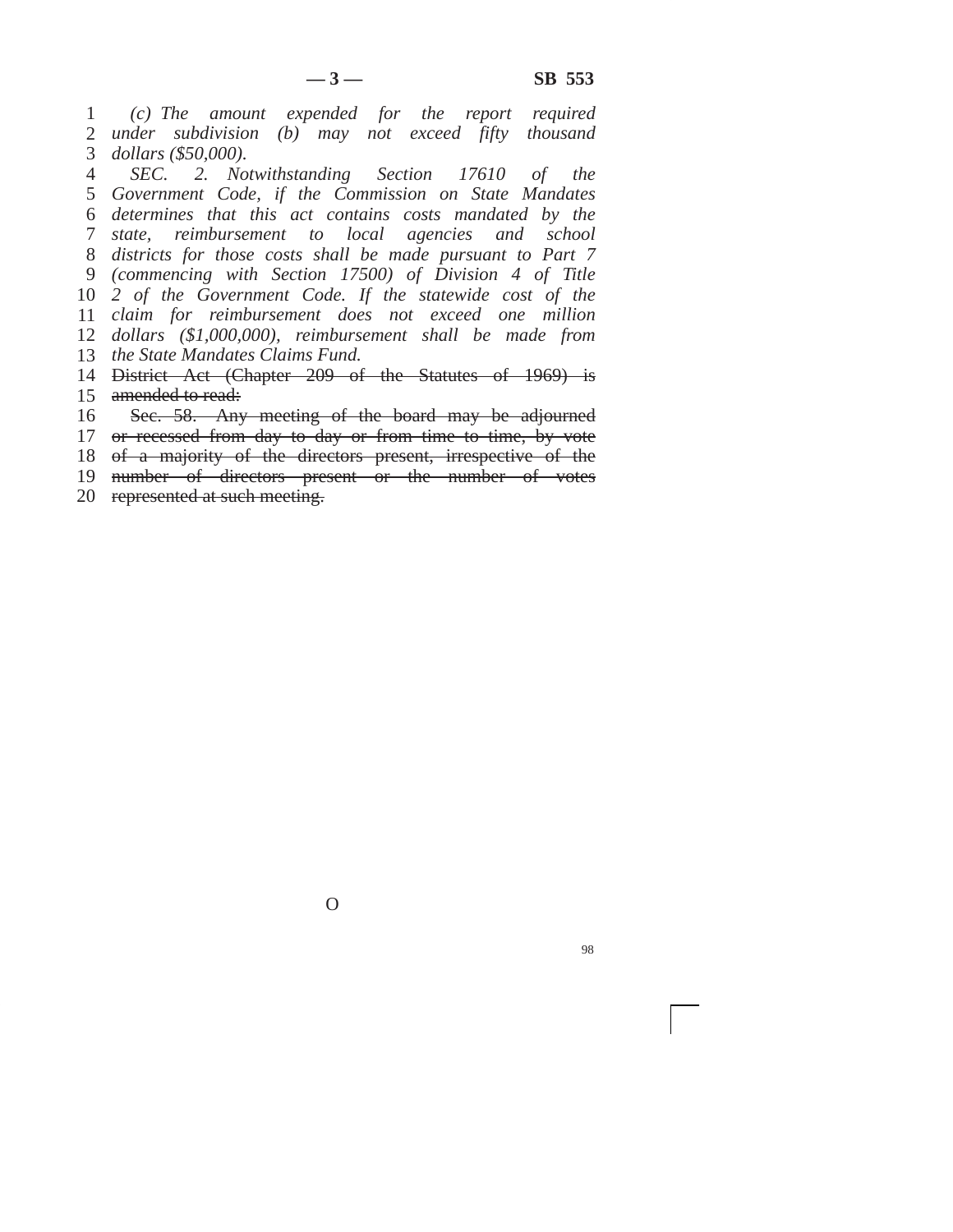*(c) The amount expended for the report required under subdivision (b) may not exceed fifty thousand dollars ($50,000).*

*SEC. 2. Notwithstanding Section 17610 of the Government Code, if the Commission on State Mandates determines that this act contains costs mandated by the state, reimbursement to local agencies and school districts for those costs shall be made pursuant to Part 7 (commencing with Section 17500) of Division 4 of Title 2 of the Government Code. If the statewide cost of the claim for reimbursement does not exceed one million dollars ($1,000,000), reimbursement shall be made from the State Mandates Claims Fund.*

~~District Act (Chapter 209 of the Statutes of 1969) is amended to read:~~

~~Sec. 58. Any meeting of the board may be adjourned or recessed from day to day or from time to time, by vote of a majority of the directors present, irrespective of the number of directors present or the number of votes represented at such meeting.~~